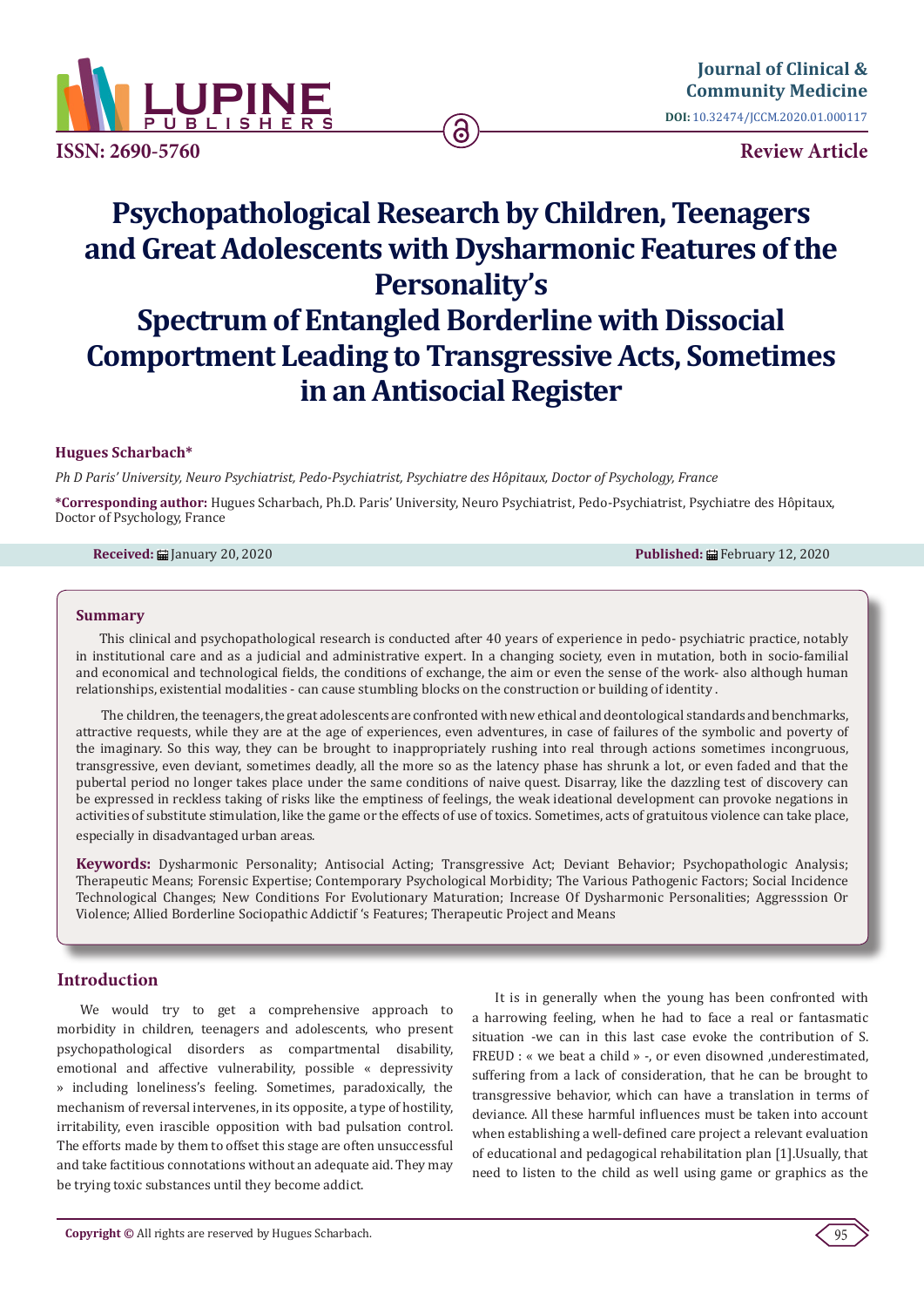Journal of Clinical & Community Medicine

DOI: 10.32474/JCCM.2020.01.000117

ISSN: 2690-5760

Review Article

# Psychopathological Research by Children, Teenagers and Great Adolescents with Dysharmonic Features of the Personality's Spectrum of Entangled Borderline with Dissocial Comportment Leading to Transgressive Acts, Sometimes in an Antisocial Register

**Hugues Scharbach***

*Ph D Paris' University, Neuro Psychiatrist, Pedo-Psychiatrist, Psychiatre des Hôpitaux, Doctor of Psychology, France*

**\*Corresponding author:** Hugues Scharbach, Ph.D. Paris' University, Neuro Psychiatrist, Pedo-Psychiatrist, Psychiatre des Hôpitaux, Doctor of Psychology, France

**Received:** January 20, 2020 **Published:** February 12, 2020

## Summary

This clinical and psychopathological research is conducted after 40 years of experience in pedo- psychiatric practice, notably in institutional care and as a judicial and administrative expert. In a changing society, even in mutation, both in socio-familial and economical and technological fields, the conditions of exchange, the aim or even the sense of the work- also although human relationships, existential modalities - can cause stumbling blocks on the construction or building of identity .

The children, the teenagers, the great adolescents are confronted with new ethical and deontological standards and benchmarks, attractive requests, while they are at the age of experiences, even adventures, in case of failures of the symbolic and poverty of the imaginary. So this way, they can be brought to inappropriately rushing into real through actions sometimes incongruous, transgressive, even deviant, sometimes deadly, all the more so as the latency phase has shrunk a lot, or even faded and that the pubertal period no longer takes place under the same conditions of naive quest. Disarray, like the dazzling test of discovery can be expressed in reckless taking of risks like the emptiness of feelings, the weak ideational development can provoke negations in activities of substitute stimulation, like the game or the effects of use of toxics. Sometimes, acts of gratuitous violence can take place, especially in disadvantaged urban areas.

**Keywords:** Dysharmonic Personality; Antisocial Acting; Transgressive Act; Deviant Behavior; Psychopathologic Analysis; Therapeutic Means; Forensic Expertise; Contemporary Psychological Morbidity; The Various Pathogenic Factors; Social Incidence Technological Changes; New Conditions For Evolutionary Maturation; Increase Of Dysharmonic Personalities; Aggresssion Or Violence; Allied Borderline Sociopathic Addictif 's Features; Therapeutic Project and Means

## Introduction

We would try to get a comprehensive approach to morbidity in children, teenagers and adolescents, who present psychopathological disorders as compartmental disability, emotional and affective vulnerability, possible « depressivity » including loneliness's feeling. Sometimes, paradoxically, the mechanism of reversal intervenes, in its opposite, a type of hostility, irritability, even irascible opposition with bad pulsation control. The efforts made by them to offset this stage are often unsuccessful and take factitious connotations without an adequate aid. They may be trying toxic substances until they become addict.

It is in generally when the young has been confronted with a harrowing feeling, when he had to face a real or fantasmatic situation -we can in this last case evoke the contribution of S. FREUD : « we beat a child » -, or even disowned ,underestimated, suffering from a lack of consideration, that he can be brought to transgressive behavior, which can have a translation in terms of deviance. All these harmful influences must be taken into account when establishing a well-defined care project a relevant evaluation of educational and pedagogical rehabilitation plan [1].Usually, that need to listen to the child as well using game or graphics as the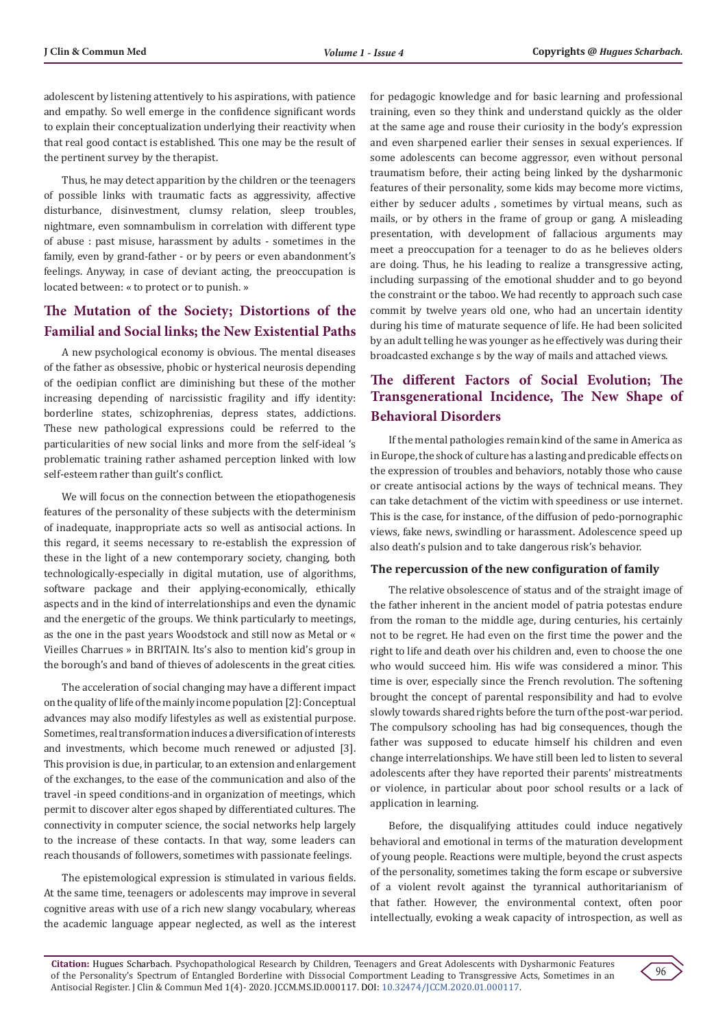adolescent by listening attentively to his aspirations, with patience and empathy. So well emerge in the confidence significant words to explain their conceptualization underlying their reactivity when that real good contact is established. This one may be the result of the pertinent survey by the therapist.

Thus, he may detect apparition by the children or the teenagers of possible links with traumatic facts as aggressivity, affective disturbance, disinvestment, clumsy relation, sleep troubles, nightmare, even somnambulism in correlation with different type of abuse : past misuse, harassment by adults - sometimes in the family, even by grand-father - or by peers or even abandonment's feelings. Anyway, in case of deviant acting, the preoccupation is located between: « to protect or to punish. »

## The Mutation of the Society; Distortions of the Familial and Social links; the New Existential Paths

A new psychological economy is obvious. The mental diseases of the father as obsessive, phobic or hysterical neurosis depending of the oedipian conflict are diminishing but these of the mother increasing depending of narcissistic fragility and iffy identity: borderline states, schizophrenias, depress states, addictions. These new pathological expressions could be referred to the particularities of new social links and more from the self-ideal 's problematic training rather ashamed perception linked with low self-esteem rather than guilt's conflict.

We will focus on the connection between the etiopathogenesis features of the personality of these subjects with the determinism of inadequate, inappropriate acts so well as antisocial actions. In this regard, it seems necessary to re-establish the expression of these in the light of a new contemporary society, changing, both technologically-especially in digital mutation, use of algorithms, software package and their applying-economically, ethically aspects and in the kind of interrelationships and even the dynamic and the energetic of the groups. We think particularly to meetings, as the one in the past years Woodstock and still now as Metal or « Vieilles Charrues » in BRITAIN. Its's also to mention kid's group in the borough's and band of thieves of adolescents in the great cities.

The acceleration of social changing may have a different impact on the quality of life of the mainly income population [2]: Conceptual advances may also modify lifestyles as well as existential purpose. Sometimes, real transformation induces a diversification of interests and investments, which become much renewed or adjusted [3]. This provision is due, in particular, to an extension and enlargement of the exchanges, to the ease of the communication and also of the travel -in speed conditions-and in organization of meetings, which permit to discover alter egos shaped by differentiated cultures. The connectivity in computer science, the social networks help largely to the increase of these contacts. In that way, some leaders can reach thousands of followers, sometimes with passionate feelings.

The epistemological expression is stimulated in various fields. At the same time, teenagers or adolescents may improve in several cognitive areas with use of a rich new slangy vocabulary, whereas the academic language appear neglected, as well as the interest for pedagogic knowledge and for basic learning and professional training, even so they think and understand quickly as the older at the same age and rouse their curiosity in the body's expression and even sharpened earlier their senses in sexual experiences. If some adolescents can become aggressor, even without personal traumatism before, their acting being linked by the dysharmonic features of their personality, some kids may become more victims, either by seducer adults , sometimes by virtual means, such as mails, or by others in the frame of group or gang. A misleading presentation, with development of fallacious arguments may meet a preoccupation for a teenager to do as he believes olders are doing. Thus, he his leading to realize a transgressive acting, including surpassing of the emotional shudder and to go beyond the constraint or the taboo. We had recently to approach such case commit by twelve years old one, who had an uncertain identity during his time of maturate sequence of life. He had been solicited by an adult telling he was younger as he effectively was during their broadcasted exchange s by the way of mails and attached views.

## The different Factors of Social Evolution; The Transgenerational Incidence, The New Shape of Behavioral Disorders

If the mental pathologies remain kind of the same in America as in Europe, the shock of culture has a lasting and predicable effects on the expression of troubles and behaviors, notably those who cause or create antisocial actions by the ways of technical means. They can take detachment of the victim with speediness or use internet. This is the case, for instance, of the diffusion of pedo-pornographic views, fake news, swindling or harassment. Adolescence speed up also death's pulsion and to take dangerous risk's behavior.

### The repercussion of the new configuration of family

The relative obsolescence of status and of the straight image of the father inherent in the ancient model of patria potestas endure from the roman to the middle age, during centuries, his certainly not to be regret. He had even on the first time the power and the right to life and death over his children and, even to choose the one who would succeed him. His wife was considered a minor. This time is over, especially since the French revolution. The softening brought the concept of parental responsibility and had to evolve slowly towards shared rights before the turn of the post-war period. The compulsory schooling has had big consequences, though the father was supposed to educate himself his children and even change interrelationships. We have still been led to listen to several adolescents after they have reported their parents' mistreatments or violence, in particular about poor school results or a lack of application in learning.

Before, the disqualifying attitudes could induce negatively behavioral and emotional in terms of the maturation development of young people. Reactions were multiple, beyond the crust aspects of the personality, sometimes taking the form escape or subversive of a violent revolt against the tyrannical authoritarianism of that father. However, the environmental context, often poor intellectually, evoking a weak capacity of introspection, as well as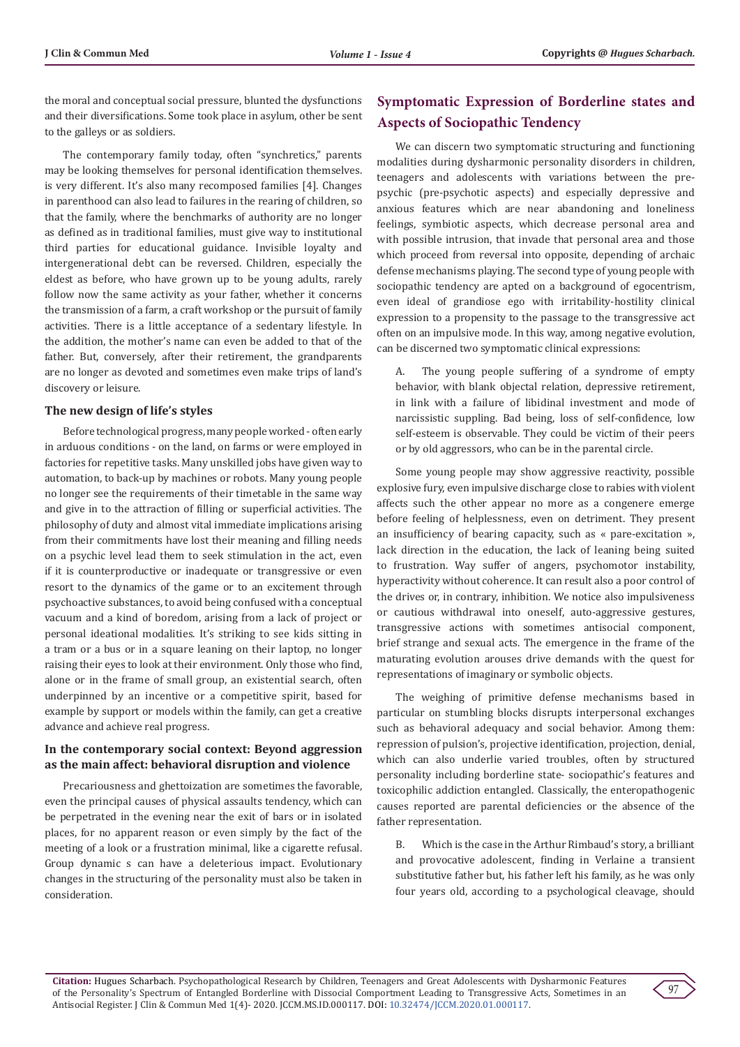the moral and conceptual social pressure, blunted the dysfunctions and their diversifications. Some took place in asylum, other be sent to the galleys or as soldiers.

The contemporary family today, often "synchretics," parents may be looking themselves for personal identification themselves. is very different. It's also many recomposed families [4]. Changes in parenthood can also lead to failures in the rearing of children, so that the family, where the benchmarks of authority are no longer as defined as in traditional families, must give way to institutional third parties for educational guidance. Invisible loyalty and intergenerational debt can be reversed. Children, especially the eldest as before, who have grown up to be young adults, rarely follow now the same activity as your father, whether it concerns the transmission of a farm, a craft workshop or the pursuit of family activities. There is a little acceptance of a sedentary lifestyle. In the addition, the mother's name can even be added to that of the father. But, conversely, after their retirement, the grandparents are no longer as devoted and sometimes even make trips of land's discovery or leisure.

### The new design of life's styles

Before technological progress, many people worked - often early in arduous conditions - on the land, on farms or were employed in factories for repetitive tasks. Many unskilled jobs have given way to automation, to back-up by machines or robots. Many young people no longer see the requirements of their timetable in the same way and give in to the attraction of filling or superficial activities. The philosophy of duty and almost vital immediate implications arising from their commitments have lost their meaning and filling needs on a psychic level lead them to seek stimulation in the act, even if it is counterproductive or inadequate or transgressive or even resort to the dynamics of the game or to an excitement through psychoactive substances, to avoid being confused with a conceptual vacuum and a kind of boredom, arising from a lack of project or personal ideational modalities. It's striking to see kids sitting in a tram or a bus or in a square leaning on their laptop, no longer raising their eyes to look at their environment. Only those who find, alone or in the frame of small group, an existential search, often underpinned by an incentive or a competitive spirit, based for example by support or models within the family, can get a creative advance and achieve real progress.

### In the contemporary social context: Beyond aggression as the main affect: behavioral disruption and violence

Precariousness and ghettoization are sometimes the favorable, even the principal causes of physical assaults tendency, which can be perpetrated in the evening near the exit of bars or in isolated places, for no apparent reason or even simply by the fact of the meeting of a look or a frustration minimal, like a cigarette refusal. Group dynamic s can have a deleterious impact. Evolutionary changes in the structuring of the personality must also be taken in consideration.

## Symptomatic Expression of Borderline states and Aspects of Sociopathic Tendency

We can discern two symptomatic structuring and functioning modalities during dysharmonic personality disorders in children, teenagers and adolescents with variations between the pre-psychic (pre-psychotic aspects) and especially depressive and anxious features which are near abandoning and loneliness feelings, symbiotic aspects, which decrease personal area and with possible intrusion, that invade that personal area and those which proceed from reversal into opposite, depending of archaic defense mechanisms playing. The second type of young people with sociopathic tendency are apted on a background of egocentrism, even ideal of grandiose ego with irritability-hostility clinical expression to a propensity to the passage to the transgressive act often on an impulsive mode. In this way, among negative evolution, can be discerned two symptomatic clinical expressions:

A. The young people suffering of a syndrome of empty behavior, with blank objectal relation, depressive retirement, in link with a failure of libidinal investment and mode of narcissistic suppling. Bad being, loss of self-confidence, low self-esteem is observable. They could be victim of their peers or by old aggressors, who can be in the parental circle.

Some young people may show aggressive reactivity, possible explosive fury, even impulsive discharge close to rabies with violent affects such the other appear no more as a congenere emerge before feeling of helplessness, even on detriment. They present an insufficiency of bearing capacity, such as « pare-excitation », lack direction in the education, the lack of leaning being suited to frustration. Way suffer of angers, psychomotor instability, hyperactivity without coherence. It can result also a poor control of the drives or, in contrary, inhibition. We notice also impulsiveness or cautious withdrawal into oneself, auto-aggressive gestures, transgressive actions with sometimes antisocial component, brief strange and sexual acts. The emergence in the frame of the maturating evolution arouses drive demands with the quest for representations of imaginary or symbolic objects.

The weighing of primitive defense mechanisms based in particular on stumbling blocks disrupts interpersonal exchanges such as behavioral adequacy and social behavior. Among them: repression of pulsion's, projective identification, projection, denial, which can also underlie varied troubles, often by structured personality including borderline state- sociopathic's features and toxicophilic addiction entangled. Classically, the enteropathogenic causes reported are parental deficiencies or the absence of the father representation.

B. Which is the case in the Arthur Rimbaud's story, a brilliant and provocative adolescent, finding in Verlaine a transient substitutive father but, his father left his family, as he was only four years old, according to a psychological cleavage, should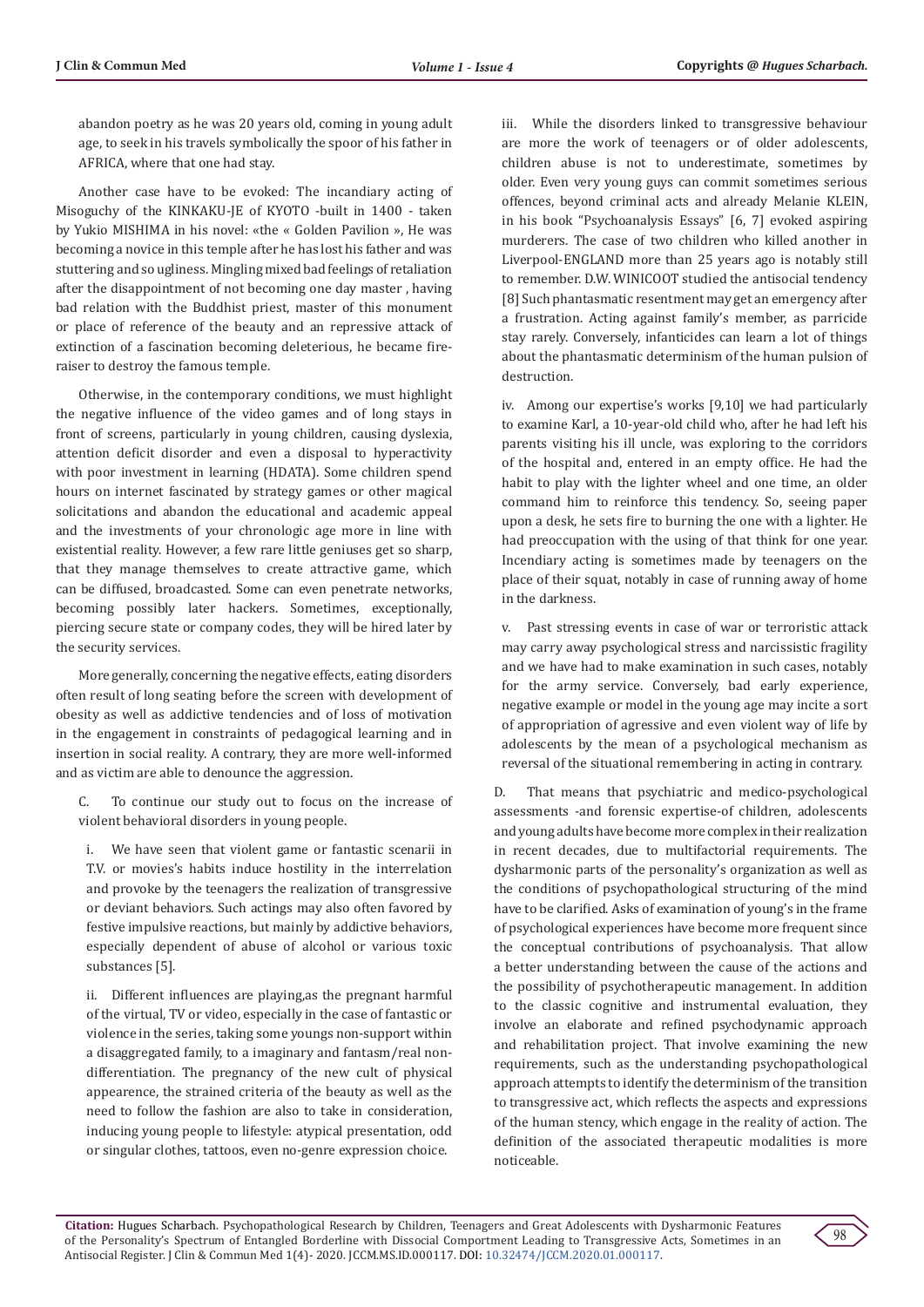abandon poetry as he was 20 years old, coming in young adult age, to seek in his travels symbolically the spoor of his father in AFRICA, where that one had stay.

Another case have to be evoked: The incandiary acting of Misoguchy of the KINKAKU-JE of KYOTO -built in 1400 - taken by Yukio MISHIMA in his novel: «the « Golden Pavilion », He was becoming a novice in this temple after he has lost his father and was stuttering and so ugliness. Mingling mixed bad feelings of retaliation after the disappointment of not becoming one day master , having bad relation with the Buddhist priest, master of this monument or place of reference of the beauty and an repressive attack of extinction of a fascination becoming deleterious, he became fire-raiser to destroy the famous temple.

Otherwise, in the contemporary conditions, we must highlight the negative influence of the video games and of long stays in front of screens, particularly in young children, causing dyslexia, attention deficit disorder and even a disposal to hyperactivity with poor investment in learning (HDATA). Some children spend hours on internet fascinated by strategy games or other magical solicitations and abandon the educational and academic appeal and the investments of your chronologic age more in line with existential reality. However, a few rare little geniuses get so sharp, that they manage themselves to create attractive game, which can be diffused, broadcasted. Some can even penetrate networks, becoming possibly later hackers. Sometimes, exceptionally, piercing secure state or company codes, they will be hired later by the security services.

More generally, concerning the negative effects, eating disorders often result of long seating before the screen with development of obesity as well as addictive tendencies and of loss of motivation in the engagement in constraints of pedagogical learning and in insertion in social reality. A contrary, they are more well-informed and as victim are able to denounce the aggression.

C. To continue our study out to focus on the increase of violent behavioral disorders in young people.

i. We have seen that violent game or fantastic scenarii in T.V. or movies's habits induce hostility in the interrelation and provoke by the teenagers the realization of transgressive or deviant behaviors. Such actings may also often favored by festive impulsive reactions, but mainly by addictive behaviors, especially dependent of abuse of alcohol or various toxic substances [5].

ii. Different influences are playing,as the pregnant harmful of the virtual, TV or video, especially in the case of fantastic or violence in the series, taking some youngs non-support within a disaggregated family, to a imaginary and fantasm/real non-differentiation. The pregnancy of the new cult of physical appearence, the strained criteria of the beauty as well as the need to follow the fashion are also to take in consideration, inducing young people to lifestyle: atypical presentation, odd or singular clothes, tattoos, even no-genre expression choice.

iii. While the disorders linked to transgressive behaviour are more the work of teenagers or of older adolescents, children abuse is not to underestimate, sometimes by older. Even very young guys can commit sometimes serious offences, beyond criminal acts and already Melanie KLEIN, in his book "Psychoanalysis Essays" [6, 7] evoked aspiring murderers. The case of two children who killed another in Liverpool-ENGLAND more than 25 years ago is notably still to remember. D.W. WINICOOT studied the antisocial tendency [8] Such phantasmatic resentment may get an emergency after a frustration. Acting against family's member, as parricide stay rarely. Conversely, infanticides can learn a lot of things about the phantasmatic determinism of the human pulsion of destruction.

iv. Among our expertise's works [9,10] we had particularly to examine Karl, a 10-year-old child who, after he had left his parents visiting his ill uncle, was exploring to the corridors of the hospital and, entered in an empty office. He had the habit to play with the lighter wheel and one time, an older command him to reinforce this tendency. So, seeing paper upon a desk, he sets fire to burning the one with a lighter. He had preoccupation with the using of that think for one year. Incendiary acting is sometimes made by teenagers on the place of their squat, notably in case of running away of home in the darkness.

v. Past stressing events in case of war or terroristic attack may carry away psychological stress and narcissistic fragility and we have had to make examination in such cases, notably for the army service. Conversely, bad early experience, negative example or model in the young age may incite a sort of appropriation of agressive and even violent way of life by adolescents by the mean of a psychological mechanism as reversal of the situational remembering in acting in contrary.

D. That means that psychiatric and medico-psychological assessments -and forensic expertise-of children, adolescents and young adults have become more complex in their realization in recent decades, due to multifactorial requirements. The dysharmonic parts of the personality's organization as well as the conditions of psychopathological structuring of the mind have to be clarified. Asks of examination of young's in the frame of psychological experiences have become more frequent since the conceptual contributions of psychoanalysis. That allow a better understanding between the cause of the actions and the possibility of psychotherapeutic management. In addition to the classic cognitive and instrumental evaluation, they involve an elaborate and refined psychodynamic approach and rehabilitation project. That involve examining the new requirements, such as the understanding psychopathological approach attempts to identify the determinism of the transition to transgressive act, which reflects the aspects and expressions of the human stency, which engage in the reality of action. The definition of the associated therapeutic modalities is more noticeable.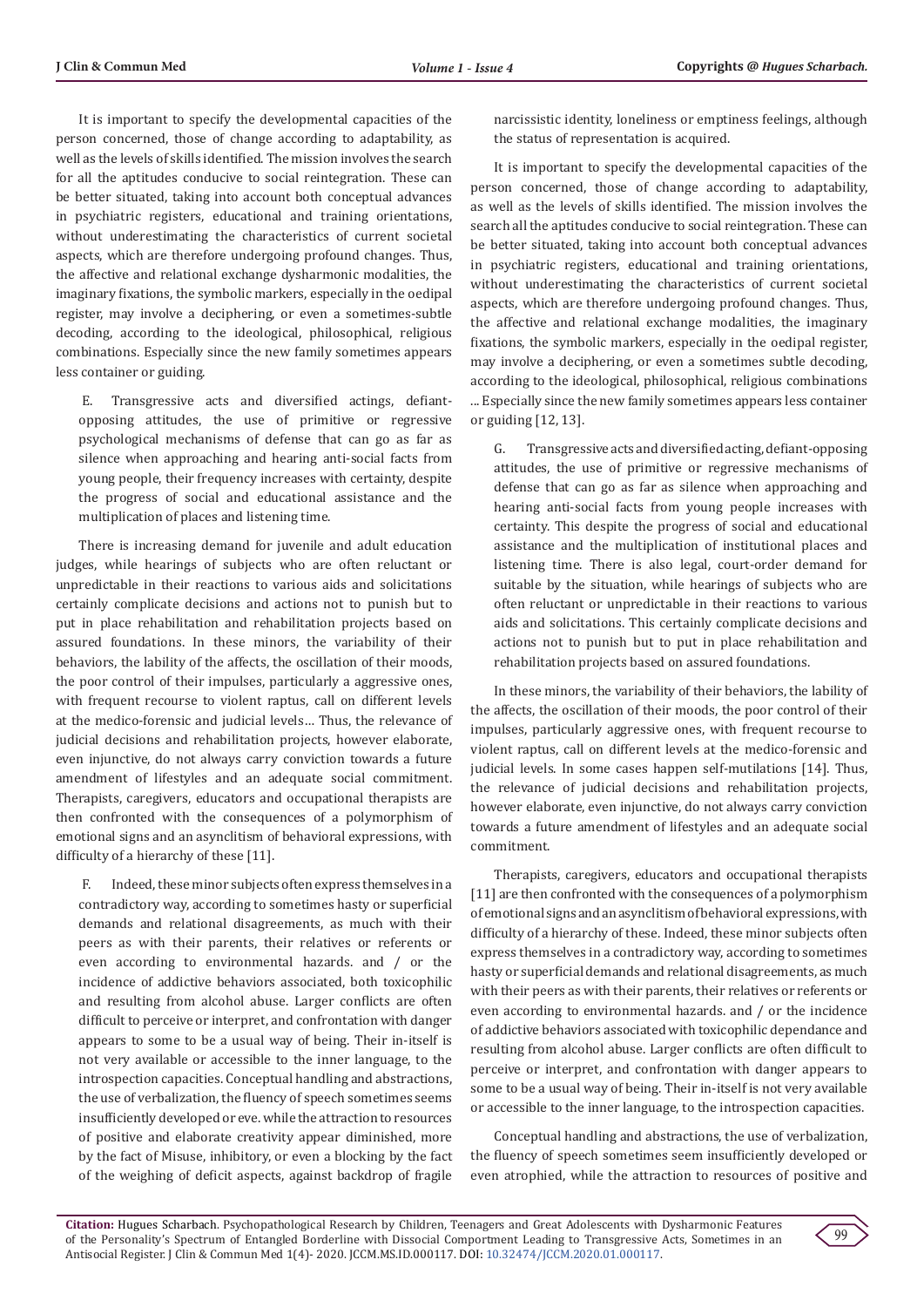It is important to specify the developmental capacities of the person concerned, those of change according to adaptability, as well as the levels of skills identified. The mission involves the search for all the aptitudes conducive to social reintegration. These can be better situated, taking into account both conceptual advances in psychiatric registers, educational and training orientations, without underestimating the characteristics of current societal aspects, which are therefore undergoing profound changes. Thus, the affective and relational exchange dysharmonic modalities, the imaginary fixations, the symbolic markers, especially in the oedipal register, may involve a deciphering, or even a sometimes-subtle decoding, according to the ideological, philosophical, religious combinations. Especially since the new family sometimes appears less container or guiding.

E. Transgressive acts and diversified actings, defiant-opposing attitudes, the use of primitive or regressive psychological mechanisms of defense that can go as far as silence when approaching and hearing anti-social facts from young people, their frequency increases with certainty, despite the progress of social and educational assistance and the multiplication of places and listening time.

There is increasing demand for juvenile and adult education judges, while hearings of subjects who are often reluctant or unpredictable in their reactions to various aids and solicitations certainly complicate decisions and actions not to punish but to put in place rehabilitation and rehabilitation projects based on assured foundations. In these minors, the variability of their behaviors, the lability of the affects, the oscillation of their moods, the poor control of their impulses, particularly a aggressive ones, with frequent recourse to violent raptus, call on different levels at the medico-forensic and judicial levels… Thus, the relevance of judicial decisions and rehabilitation projects, however elaborate, even injunctive, do not always carry conviction towards a future amendment of lifestyles and an adequate social commitment. Therapists, caregivers, educators and occupational therapists are then confronted with the consequences of a polymorphism of emotional signs and an asynclitism of behavioral expressions, with difficulty of a hierarchy of these [11].

F. Indeed, these minor subjects often express themselves in a contradictory way, according to sometimes hasty or superficial demands and relational disagreements, as much with their peers as with their parents, their relatives or referents or even according to environmental hazards. and / or the incidence of addictive behaviors associated, both toxicophilic and resulting from alcohol abuse. Larger conflicts are often difficult to perceive or interpret, and confrontation with danger appears to some to be a usual way of being. Their in-itself is not very available or accessible to the inner language, to the introspection capacities. Conceptual handling and abstractions, the use of verbalization, the fluency of speech sometimes seems insufficiently developed or eve. while the attraction to resources of positive and elaborate creativity appear diminished, more by the fact of Misuse, inhibitory, or even a blocking by the fact of the weighing of deficit aspects, against backdrop of fragile narcissistic identity, loneliness or emptiness feelings, although the status of representation is acquired.

It is important to specify the developmental capacities of the person concerned, those of change according to adaptability, as well as the levels of skills identified. The mission involves the search all the aptitudes conducive to social reintegration. These can be better situated, taking into account both conceptual advances in psychiatric registers, educational and training orientations, without underestimating the characteristics of current societal aspects, which are therefore undergoing profound changes. Thus, the affective and relational exchange modalities, the imaginary fixations, the symbolic markers, especially in the oedipal register, may involve a deciphering, or even a sometimes subtle decoding, according to the ideological, philosophical, religious combinations … Especially since the new family sometimes appears less container or guiding [12, 13].

G. Transgressive acts and diversified acting, defiant-opposing attitudes, the use of primitive or regressive mechanisms of defense that can go as far as silence when approaching and hearing anti-social facts from young people increases with certainty. This despite the progress of social and educational assistance and the multiplication of institutional places and listening time. There is also legal, court-order demand for suitable by the situation, while hearings of subjects who are often reluctant or unpredictable in their reactions to various aids and solicitations. This certainly complicate decisions and actions not to punish but to put in place rehabilitation and rehabilitation projects based on assured foundations.

In these minors, the variability of their behaviors, the lability of the affects, the oscillation of their moods, the poor control of their impulses, particularly aggressive ones, with frequent recourse to violent raptus, call on different levels at the medico-forensic and judicial levels. In some cases happen self-mutilations [14]. Thus, the relevance of judicial decisions and rehabilitation projects, however elaborate, even injunctive, do not always carry conviction towards a future amendment of lifestyles and an adequate social commitment.

Therapists, caregivers, educators and occupational therapists [11] are then confronted with the consequences of a polymorphism of emotional signs and an asynclitism of behavioral expressions, with difficulty of a hierarchy of these. Indeed, these minor subjects often express themselves in a contradictory way, according to sometimes hasty or superficial demands and relational disagreements, as much with their peers as with their parents, their relatives or referents or even according to environmental hazards. and / or the incidence of addictive behaviors associated with toxicophilic dependance and resulting from alcohol abuse. Larger conflicts are often difficult to perceive or interpret, and confrontation with danger appears to some to be a usual way of being. Their in-itself is not very available or accessible to the inner language, to the introspection capacities.

Conceptual handling and abstractions, the use of verbalization, the fluency of speech sometimes seem insufficiently developed or even atrophied, while the attraction to resources of positive and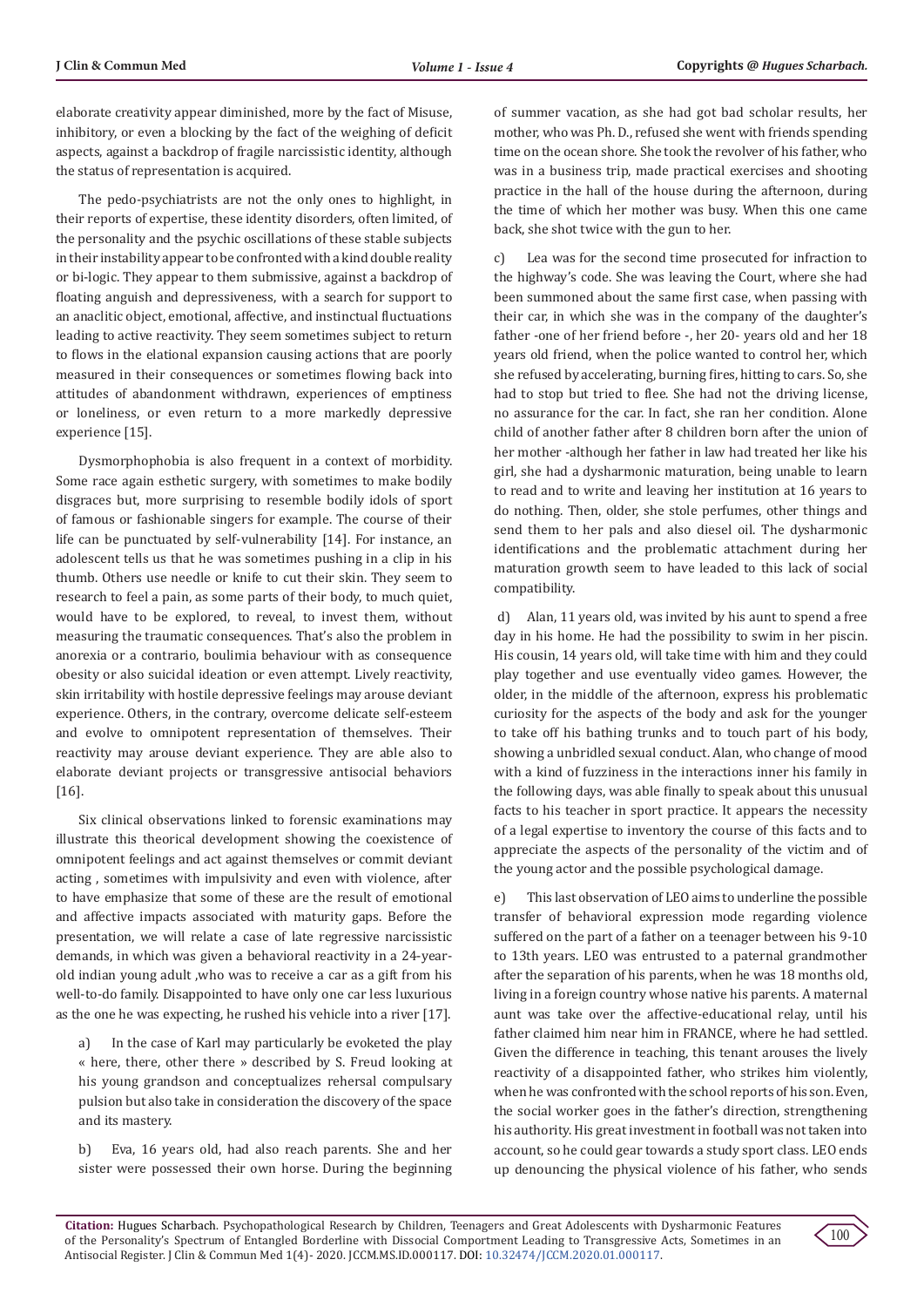elaborate creativity appear diminished, more by the fact of Misuse, inhibitory, or even a blocking by the fact of the weighing of deficit aspects, against a backdrop of fragile narcissistic identity, although the status of representation is acquired.

The pedo-psychiatrists are not the only ones to highlight, in their reports of expertise, these identity disorders, often limited, of the personality and the psychic oscillations of these stable subjects in their instability appear to be confronted with a kind double reality or bi-logic. They appear to them submissive, against a backdrop of floating anguish and depressiveness, with a search for support to an anaclitic object, emotional, affective, and instinctual fluctuations leading to active reactivity. They seem sometimes subject to return to flows in the elational expansion causing actions that are poorly measured in their consequences or sometimes flowing back into attitudes of abandonment withdrawn, experiences of emptiness or loneliness, or even return to a more markedly depressive experience [15].

Dysmorphophobia is also frequent in a context of morbidity. Some race again esthetic surgery, with sometimes to make bodily disgraces but, more surprising to resemble bodily idols of sport of famous or fashionable singers for example. The course of their life can be punctuated by self-vulnerability [14]. For instance, an adolescent tells us that he was sometimes pushing in a clip in his thumb. Others use needle or knife to cut their skin. They seem to research to feel a pain, as some parts of their body, to much quiet, would have to be explored, to reveal, to invest them, without measuring the traumatic consequences. That's also the problem in anorexia or a contrario, boulimia behaviour with as consequence obesity or also suicidal ideation or even attempt. Lively reactivity, skin irritability with hostile depressive feelings may arouse deviant experience. Others, in the contrary, overcome delicate self-esteem and evolve to omnipotent representation of themselves. Their reactivity may arouse deviant experience. They are able also to elaborate deviant projects or transgressive antisocial behaviors [16].

Six clinical observations linked to forensic examinations may illustrate this theorical development showing the coexistence of omnipotent feelings and act against themselves or commit deviant acting , sometimes with impulsivity and even with violence, after to have emphasize that some of these are the result of emotional and affective impacts associated with maturity gaps. Before the presentation, we will relate a case of late regressive narcissistic demands, in which was given a behavioral reactivity in a 24-year-old indian young adult ,who was to receive a car as a gift from his well-to-do family. Disappointed to have only one car less luxurious as the one he was expecting, he rushed his vehicle into a river [17].

a) In the case of Karl may particularly be evoketed the play « here, there, other there » described by S. Freud looking at his young grandson and conceptualizes rehersal compulsary pulsion but also take in consideration the discovery of the space and its mastery.

b) Eva, 16 years old, had also reach parents. She and her sister were possessed their own horse. During the beginning of summer vacation, as she had got bad scholar results, her mother, who was Ph. D., refused she went with friends spending time on the ocean shore. She took the revolver of his father, who was in a business trip, made practical exercises and shooting practice in the hall of the house during the afternoon, during the time of which her mother was busy. When this one came back, she shot twice with the gun to her.

c) Lea was for the second time prosecuted for infraction to the highway's code. She was leaving the Court, where she had been summoned about the same first case, when passing with their car, in which she was in the company of the daughter's father -one of her friend before -, her 20- years old and her 18 years old friend, when the police wanted to control her, which she refused by accelerating, burning fires, hitting to cars. So, she had to stop but tried to flee. She had not the driving license, no assurance for the car. In fact, she ran her condition. Alone child of another father after 8 children born after the union of her mother -although her father in law had treated her like his girl, she had a dysharmonic maturation, being unable to learn to read and to write and leaving her institution at 16 years to do nothing. Then, older, she stole perfumes, other things and send them to her pals and also diesel oil. The dysharmonic identifications and the problematic attachment during her maturation growth seem to have leaded to this lack of social compatibility.

d) Alan, 11 years old, was invited by his aunt to spend a free day in his home. He had the possibility to swim in her piscin. His cousin, 14 years old, will take time with him and they could play together and use eventually video games. However, the older, in the middle of the afternoon, express his problematic curiosity for the aspects of the body and ask for the younger to take off his bathing trunks and to touch part of his body, showing a unbridled sexual conduct. Alan, who change of mood with a kind of fuzziness in the interactions inner his family in the following days, was able finally to speak about this unusual facts to his teacher in sport practice. It appears the necessity of a legal expertise to inventory the course of this facts and to appreciate the aspects of the personality of the victim and of the young actor and the possible psychological damage.

e) This last observation of LEO aims to underline the possible transfer of behavioral expression mode regarding violence suffered on the part of a father on a teenager between his 9-10 to 13th years. LEO was entrusted to a paternal grandmother after the separation of his parents, when he was 18 months old, living in a foreign country whose native his parents. A maternal aunt was take over the affective-educational relay, until his father claimed him near him in FRANCE, where he had settled. Given the difference in teaching, this tenant arouses the lively reactivity of a disappointed father, who strikes him violently, when he was confronted with the school reports of his son. Even, the social worker goes in the father's direction, strengthening his authority. His great investment in football was not taken into account, so he could gear towards a study sport class. LEO ends up denouncing the physical violence of his father, who sends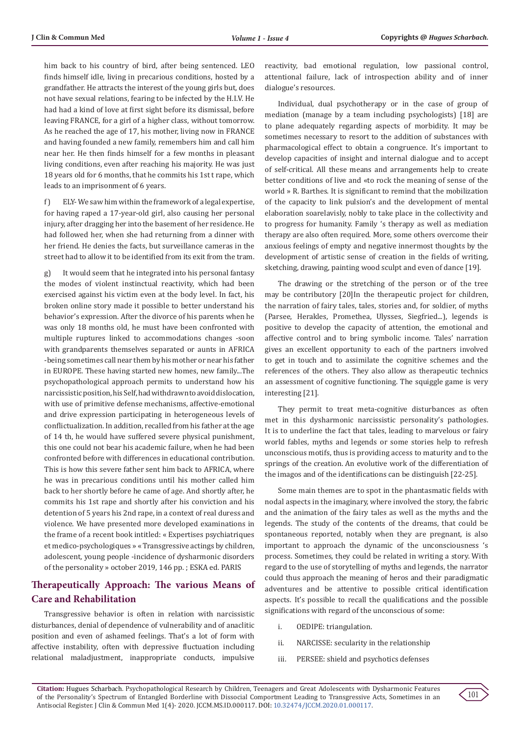him back to his country of bird, after being sentenced. LEO finds himself idle, living in precarious conditions, hosted by a grandfather. He attracts the interest of the young girls but, does not have sexual relations, fearing to be infected by the H.I.V. He had had a kind of love at first sight before its dismissal, before leaving FRANCE, for a girl of a higher class, without tomorrow. As he reached the age of 17, his mother, living now in FRANCE and having founded a new family, remembers him and call him near her. He then finds himself for a few months in pleasant living conditions, even after reaching his majority. He was just 18 years old for 6 months, that he commits his 1st t rape, which leads to an imprisonment of 6 years.

f) ELY- We saw him within the framework of a legal expertise, for having raped a 17-year-old girl, also causing her personal injury, after dragging her into the basement of her residence. He had followed her, when she had returning from a dinner with her friend. He denies the facts, but surveillance cameras in the street had to allow it to be identified from its exit from the tram.

g) It would seem that he integrated into his personal fantasy the modes of violent instinctual reactivity, which had been exercised against his victim even at the body level. In fact, his broken online story made it possible to better understand his behavior's expression. After the divorce of his parents when he was only 18 months old, he must have been confronted with multiple ruptures linked to accommodations changes -soon with grandparents themselves separated or aunts in AFRICA -being sometimes call near them by his mother or near his father in EUROPE. These having started new homes, new family...The psychopathological approach permits to understand how his narcissistic position, his Self, had withdrawn to avoid dislocation, with use of primitive defense mechanisms, affective-emotional and drive expression participating in heterogeneous levels of conflictualization. In addition, recalled from his father at the age of 14 th, he would have suffered severe physical punishment, this one could not bear his academic failure, when he had been confronted before with differences in educational contribution. This is how this severe father sent him back to AFRICA, where he was in precarious conditions until his mother called him back to her shortly before he came of age. And shortly after, he commits his 1st rape and shortly after his conviction and his detention of 5 years his 2nd rape, in a context of real duress and violence. We have presented more developed examinations in the frame of a recent book intitled: « Expertises psychiatriques et medico-psychologiques » « Transgressive actings by children, adolescent, young people -incidence of dysharmonic disorders of the personality » october 2019, 146 pp. ; ESKA ed. PARIS

## Therapeutically Approach: The various Means of Care and Rehabilitation

Transgressive behavior is often in relation with narcissistic disturbances, denial of dependence of vulnerability and of anaclitic position and even of ashamed feelings. That's a lot of form with affective instability, often with depressive fluctuation including relational maladjustment, inappropriate conducts, impulsive reactivity, bad emotional regulation, low passional control, attentional failure, lack of introspection ability and of inner dialogue's resources.

Individual, dual psychotherapy or in the case of group of mediation (manage by a team including psychologists) [18] are to plane adequately regarding aspects of morbidity. It may be sometimes necessary to resort to the addition of substances with pharmacological effect to obtain a congruence. It's important to develop capacities of insight and internal dialogue and to accept of self-critical. All these means and arrangements help to create better conditions of live and «to rock the meaning of sense of the world » R. Barthes. It is significant to remind that the mobilization of the capacity to link pulsion's and the development of mental elaboration soarelavisly, nobly to take place in the collectivity and to progress for humanity. Family 's therapy as well as mediation therapy are also often required. More, some others overcome their anxious feelings of empty and negative innermost thoughts by the development of artistic sense of creation in the fields of writing, sketching, drawing, painting wood sculpt and even of dance [19].

The drawing or the stretching of the person or of the tree may be contributory [20]In the therapeutic project for children, the narration of fairy tales, tales, stories and, for soldier, of myths (Parsee, Herakles, Promethea, Ulysses, Siegfried...), legends is positive to develop the capacity of attention, the emotional and affective control and to bring symbolic income. Tales' narration gives an excellent opportunity to each of the partners involved to get in touch and to assimilate the cognitive schemes and the references of the others. They also allow as therapeutic technics an assessment of cognitive functioning. The squiggle game is very interesting [21].

They permit to treat meta-cognitive disturbances as often met in this dysharmonic narcissistic personality's pathologies. It is to underline the fact that tales, leading to marvelous or fairy world fables, myths and legends or some stories help to refresh unconscious motifs, thus is providing access to maturity and to the springs of the creation. An evolutive work of the differentiation of the imagos and of the identifications can be distinguish [22-25].

Some main themes are to spot in the phantasmatic fields with nodal aspects in the imaginary, where involved the story, the fabric and the animation of the fairy tales as well as the myths and the legends. The study of the contents of the dreams, that could be spontaneous reported, notably when they are pregnant, is also important to approach the dynamic of the unconsciousness 's process. Sometimes, they could be related in writing a story. With regard to the use of storytelling of myths and legends, the narrator could thus approach the meaning of heros and their paradigmatic adventures and be attentive to possible critical identification aspects. It's possible to recall the qualifications and the possible significations with regard of the unconscious of some:

i. OEDIPE: triangulation.

ii. NARCISSE: secularity in the relationship

iii. PERSEE: shield and psychotics defenses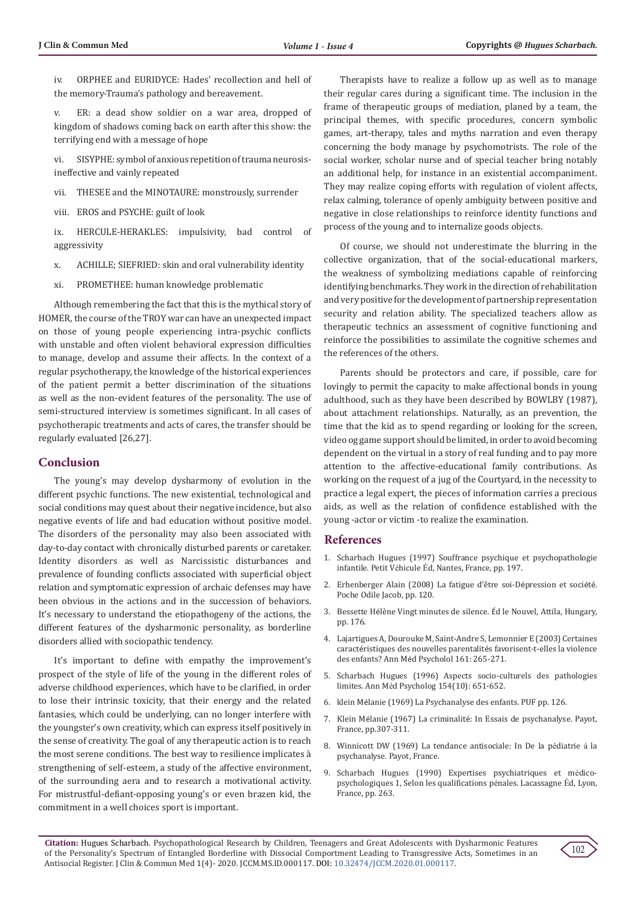iv. ORPHEE and EURIDYCE: Hades' recollection and hell of the memory-Trauma's pathology and bereavement.

v. ER: a dead show soldier on a war area, dropped of kingdom of shadows coming back on earth after this show: the terrifying end with a message of hope

vi. SISYPHE: symbol of anxious repetition of trauma neurosis-ineffective and vainly repeated

vii. THESEE and the MINOTAURE: monstrously, surrender

viii. EROS and PSYCHE: guilt of look

ix. HERCULE-HERAKLES: impulsivity, bad control of aggressivity

x. ACHILLE; SIEFRIED: skin and oral vulnerability identity

xi. PROMETHEE: human knowledge problematic

Although remembering the fact that this is the mythical story of HOMER, the course of the TROY war can have an unexpected impact on those of young people experiencing intra-psychic conflicts with unstable and often violent behavioral expression difficulties to manage, develop and assume their affects. In the context of a regular psychotherapy, the knowledge of the historical experiences of the patient permit a better discrimination of the situations as well as the non-evident features of the personality. The use of semi-structured interview is sometimes significant. In all cases of psychotherapic treatments and acts of cares, the transfer should be regularly evaluated [26,27].

## Conclusion

The young's may develop dysharmony of evolution in the different psychic functions. The new existential, technological and social conditions may quest about their negative incidence, but also negative events of life and bad education without positive model. The disorders of the personality may also been associated with day-to-day contact with chronically disturbed parents or caretaker. Identity disorders as well as Narcissistic disturbances and prevalence of founding conflicts associated with superficial object relation and symptomatic expression of archaic defenses may have been obvious in the actions and in the succession of behaviors. It's necessary to understand the etiopathogeny of the actions, the different features of the dysharmonic personality, as borderline disorders allied with sociopathic tendency.

It's important to define with empathy the improvement's prospect of the style of life of the young in the different roles of adverse childhood experiences, which have to be clarified, in order to lose their intrinsic toxicity, that their energy and the related fantasies, which could be underlying, can no longer interfere with the youngster's own creativity, which can express itself positively in the sense of creativity. The goal of any therapeutic action is to reach the most serene conditions. The best way to resilience implicates à strengthening of self-esteem, a study of the affective environment, of the surrounding aera and to research a motivational activity. For mistrustful-defiant-opposing young's or even brazen kid, the commitment in a well choices sport is important.

Therapists have to realize a follow up as well as to manage their regular cares during a significant time. The inclusion in the frame of therapeutic groups of mediation, planed by a team, the principal themes, with specific procedures, concern symbolic games, art-therapy, tales and myths narration and even therapy concerning the body manage by psychomotrists. The role of the social worker, scholar nurse and of special teacher bring notably an additional help, for instance in an existential accompaniment. They may realize coping efforts with regulation of violent affects, relax calming, tolerance of openly ambiguity between positive and negative in close relationships to reinforce identity functions and process of the young and to internalize goods objects.

Of course, we should not underestimate the blurring in the collective organization, that of the social-educational markers, the weakness of symbolizing mediations capable of reinforcing identifying benchmarks. They work in the direction of rehabilitation and very positive for the development of partnership representation security and relation ability. The specialized teachers allow as therapeutic technics an assessment of cognitive functioning and reinforce the possibilities to assimilate the cognitive schemes and the references of the others.

Parents should be protectors and care, if possible, care for lovingly to permit the capacity to make affectional bonds in young adulthood, such as they have been described by BOWLBY (1987), about attachment relationships. Naturally, as an prevention, the time that the kid as to spend regarding or looking for the screen, video og game support should be limited, in order to avoid becoming dependent on the virtual in a story of real funding and to pay more attention to the affective-educational family contributions. As working on the request of a jug of the Courtyard, in the necessity to practice a legal expert, the pieces of information carries a precious aids, as well as the relation of confidence established with the young -actor or victim -to realize the examination.

## References

1. Scharbach Hugues (1997) Souffrance psychique et psychopathologie infantile. Petit Véhicule Éd, Nantes, France, pp. 197.
2. Erhenberger Alain (2008) La fatigue d'être soi-Dépression et société. Poche Odile Jacob, pp. 120.
3. Bessette Hélène Vingt minutes de silence. Éd le Nouvel, Attila, Hungary, pp. 176.
4. Lajartigues A, Dourouke M, Saint-Andre S, Lemonnier E (2003) Certaines caractéristiques des nouvelles parentalités favorisent-t-elles la violence des enfants? Ann Méd Psycholol 161: 265-271.
5. Scharbach Hugues (1996) Aspects socio-culturels des pathologies limites. Ann Méd Psycholog 154(10): 651-652.
6. klein Mélanie (1969) La Psychanalyse des enfants. PUF pp. 126.
7. Klein Mélanie (1967) La criminalité: In Essais de psychanalyse. Payot, France, pp.307-311.
8. Winnicott DW (1969) La tendance antisociale: In De la pédiatrie à la psychanalyse. Payot, France.
9. Scharbach Hugues (1990) Expertises psychiatriques et médico-psychologiques 1, Selon les qualifications pénales. Lacassagne Éd, Lyon, France, pp. 263.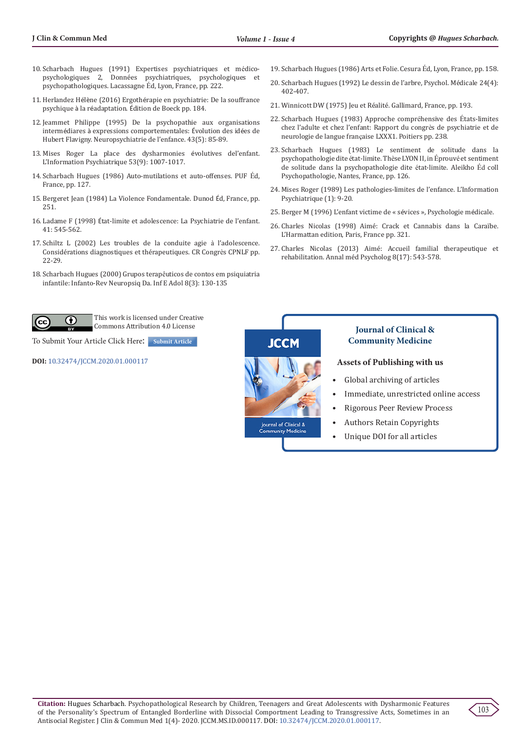10. Scharbach Hugues (1991) Expertises psychiatriques et médico-psychologiques 2, Données psychiatriques, psychologiques et psychopathologiques. Lacassagne Éd, Lyon, France, pp. 222.
11. Herlandez Hélène (2016) Ergothérapie en psychiatrie: De la souffrance psychique à la réadaptation. Édition de Boeck pp. 184.
12. Jeammet Philippe (1995) De la psychopathie aux organisations intermédiaires à expressions comportementales: Évolution des idées de Hubert Flavigny. Neuropsychiatrie de l'enfance. 43(5): 85-89.
13. Mises Roger La place des dysharmonies évolutives del'enfant. L'Information Psychiatrique 53(9): 1007-1017.
14. Scharbach Hugues (1986) Auto-mutilations et auto-offenses. PUF Éd, France, pp. 127.
15. Bergeret Jean (1984) La Violence Fondamentale. Dunod Éd, France, pp. 251.
16. Ladame F (1998) État-limite et adolescence: La Psychiatrie de l'enfant. 41: 545-562.
17. Schiltz L (2002) Les troubles de la conduite agie à l'adolescence. Considérations diagnostiques et thérapeutiques. CR Congrès CPNLF pp. 22-29.
18. Scharbach Hugues (2000) Grupos terapêuticos de contos em psiquiatria infantile: Infanto-Rev Neuropsiq Da. Inf E Adol 8(3): 130-135
19. Scharbach Hugues (1986) Arts et Folie. Cesura Éd, Lyon, France, pp. 158.
20. Scharbach Hugues (1992) Le dessin de l'arbre, Psychol. Médicale 24(4): 402-407.
21. Winnicott DW (1975) Jeu et Réalité. Gallimard, France, pp. 193.
22. Scharbach Hugues (1983) Approche compréhensive des États-limites chez l'adulte et chez l'enfant: Rapport du congrès de psychiatrie et de neurologie de langue française LXXX1. Poitiers pp. 238.
23. Scharbach Hugues (1983) Le sentiment de solitude dans la psychopathologie dite état-limite. Thèse LYON II, in Éprouvé et sentiment de solitude dans la psychopathologie dite état-limite. Aleikho Éd coll Psychopathologie, Nantes, France, pp. 126.
24. Mises Roger (1989) Les pathologies-limites de l'enfance. L'Information Psychiatrique (1): 9-20.
25. Berger M (1996) L'enfant victime de « sévices », Psychologie médicale.
26. Charles Nicolas (1998) Aimé: Crack et Cannabis dans la Caraïbe. L'Harmattan edition, Paris, France pp. 321.
27. Charles Nicolas (2013) Aimé: Accueil familial therapeutique et rehabilitation. Annal méd Psycholog 8(17): 543-578.

This work is licensed under Creative Commons Attribution 4.0 License

To Submit Your Article Click Here: Submit Article

**DOI:** 10.32474/JCCM.2020.01.000117

**Journal of Clinical & Community Medicine**

**Assets of Publishing with us**

- Global archiving of articles
- Immediate, unrestricted online access
- Rigorous Peer Review Process
- Authors Retain Copyrights
- Unique DOI for all articles

**Citation:** Hugues Scharbach. Psychopathological Research by Children, Teenagers and Great Adolescents with Dysharmonic Features of the Personality's Spectrum of Entangled Borderline with Dissocial Comportment Leading to Transgressive Acts, Sometimes in an Antisocial Register. J Clin & Commun Med 1(4)- 2020. JCCM.MS.ID.000117. DOI: 10.32474/JCCM.2020.01.000117.